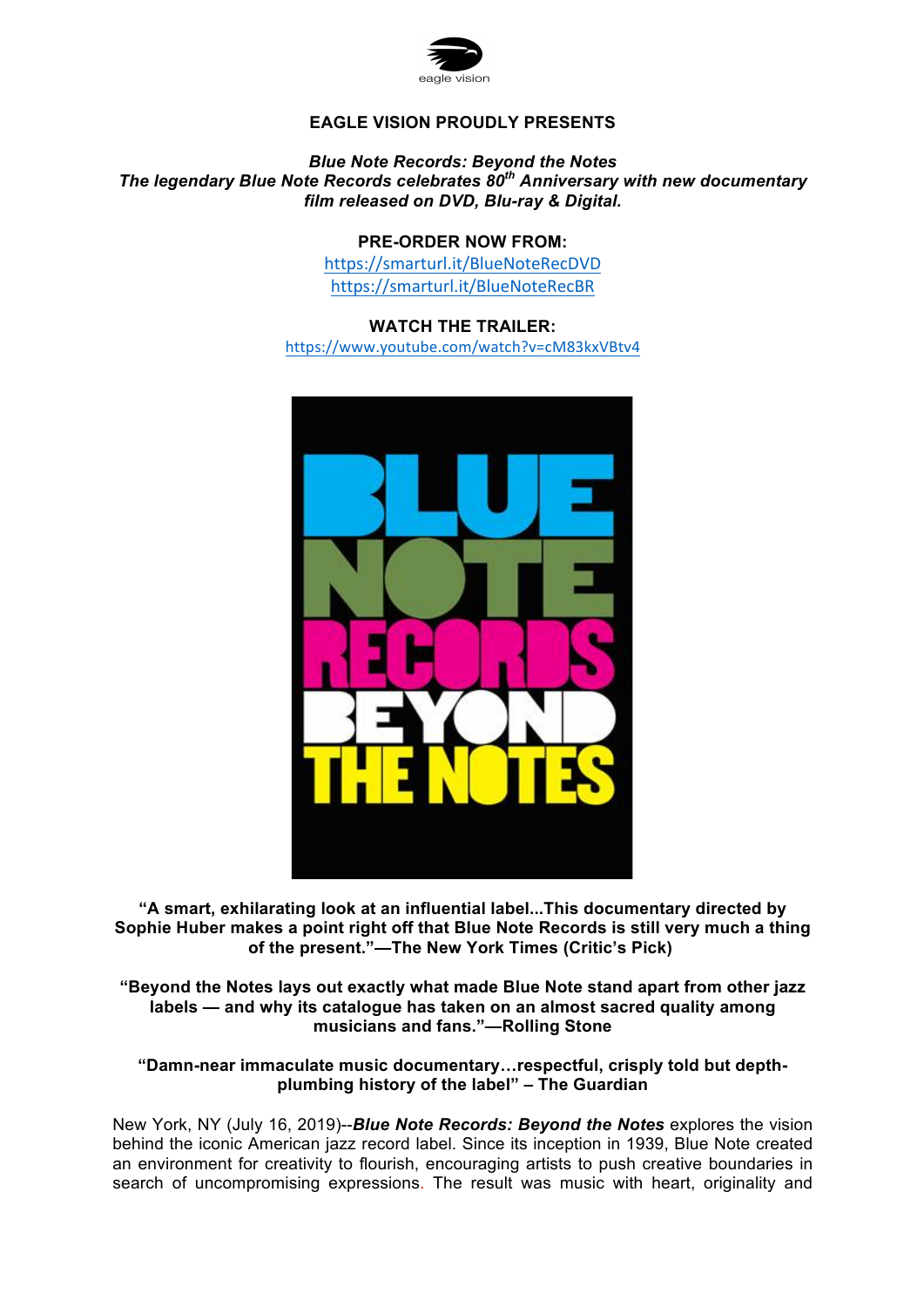eagle vision

**EAGLE VISION PROUDLY PRESENTS**

***Blue Note Records: Beyond the Notes***
***The legendary Blue Note Records celebrates 80$^{th}$ Anniversary with new documentary film released on DVD, Blu-ray & Digital.***

**PRE-ORDER NOW FROM:**
https://smarturl.it/BlueNoteRecDVD
https://smarturl.it/BlueNoteRecBR

**WATCH THE TRAILER:**
https://www.youtube.com/watch?v=cM83kxVBtv4

BLUE NOTE RECORDS BEYOND THE NOTES

**"A smart, exhilarating look at an influential label...This documentary directed by Sophie Huber makes a point right off that Blue Note Records is still very much a thing of the present."—The New York Times (Critic's Pick)**

**"Beyond the Notes lays out exactly what made Blue Note stand apart from other jazz labels — and why its catalogue has taken on an almost sacred quality among musicians and fans."—Rolling Stone**

**"Damn-near immaculate music documentary…respectful, crisply told but depth-plumbing history of the label" – The Guardian**

New York, NY (July 16, 2019)--***Blue Note Records: Beyond the Notes*** explores the vision behind the iconic American jazz record label. Since its inception in 1939, Blue Note created an environment for creativity to flourish, encouraging artists to push creative boundaries in search of uncompromising expressions. The result was music with heart, originality and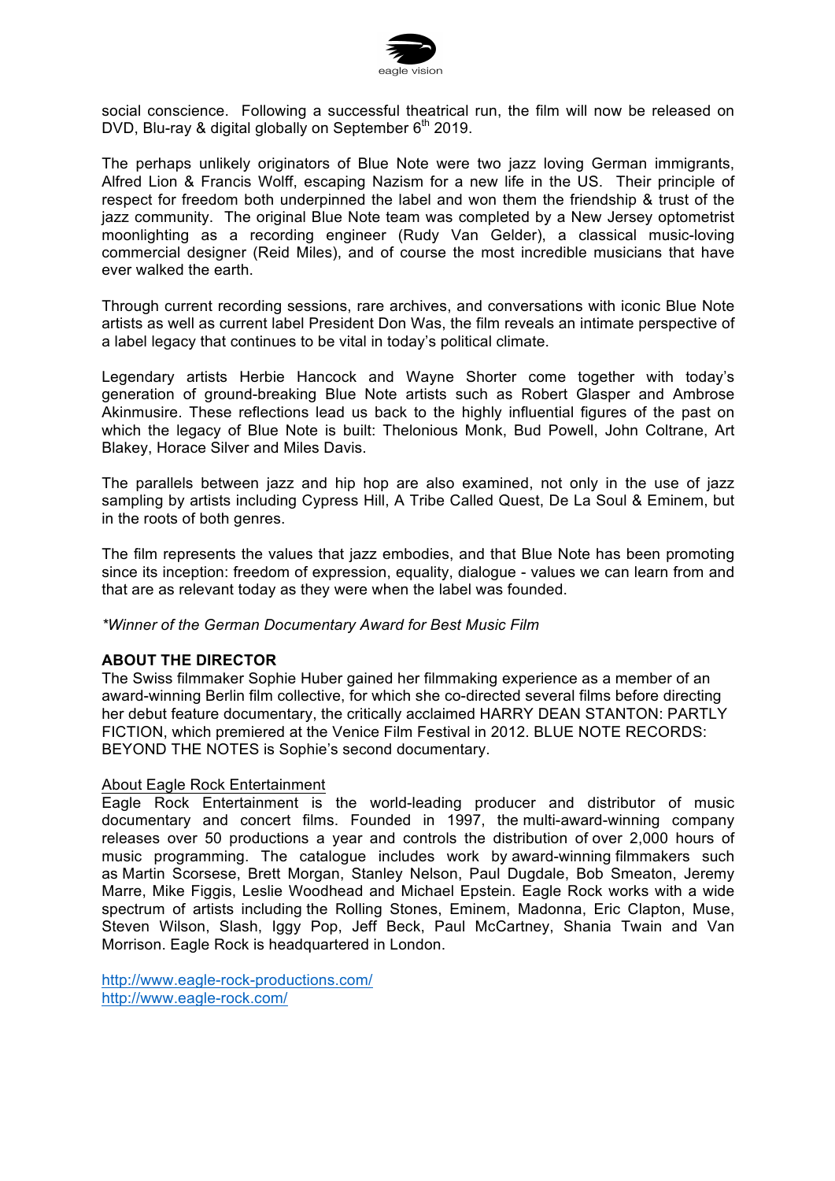social conscience. Following a successful theatrical run, the film will now be released on DVD, Blu-ray & digital globally on September 6th 2019.

The perhaps unlikely originators of Blue Note were two jazz loving German immigrants, Alfred Lion & Francis Wolff, escaping Nazism for a new life in the US. Their principle of respect for freedom both underpinned the label and won them the friendship & trust of the jazz community. The original Blue Note team was completed by a New Jersey optometrist moonlighting as a recording engineer (Rudy Van Gelder), a classical music-loving commercial designer (Reid Miles), and of course the most incredible musicians that have ever walked the earth.

Through current recording sessions, rare archives, and conversations with iconic Blue Note artists as well as current label President Don Was, the film reveals an intimate perspective of a label legacy that continues to be vital in today's political climate.

Legendary artists Herbie Hancock and Wayne Shorter come together with today's generation of ground-breaking Blue Note artists such as Robert Glasper and Ambrose Akinmusire. These reflections lead us back to the highly influential figures of the past on which the legacy of Blue Note is built: Thelonious Monk, Bud Powell, John Coltrane, Art Blakey, Horace Silver and Miles Davis.

The parallels between jazz and hip hop are also examined, not only in the use of jazz sampling by artists including Cypress Hill, A Tribe Called Quest, De La Soul & Eminem, but in the roots of both genres.

The film represents the values that jazz embodies, and that Blue Note has been promoting since its inception: freedom of expression, equality, dialogue - values we can learn from and that are as relevant today as they were when the label was founded.

*\*Winner of the German Documentary Award for Best Music Film*

**ABOUT THE DIRECTOR**

The Swiss filmmaker Sophie Huber gained her filmmaking experience as a member of an award-winning Berlin film collective, for which she co-directed several films before directing her debut feature documentary, the critically acclaimed HARRY DEAN STANTON: PARTLY FICTION, which premiered at the Venice Film Festival in 2012. BLUE NOTE RECORDS: BEYOND THE NOTES is Sophie's second documentary.

About Eagle Rock Entertainment

Eagle Rock Entertainment is the world-leading producer and distributor of music documentary and concert films. Founded in 1997, the multi-award-winning company releases over 50 productions a year and controls the distribution of over 2,000 hours of music programming. The catalogue includes work by award-winning filmmakers such as Martin Scorsese, Brett Morgan, Stanley Nelson, Paul Dugdale, Bob Smeaton, Jeremy Marre, Mike Figgis, Leslie Woodhead and Michael Epstein. Eagle Rock works with a wide spectrum of artists including the Rolling Stones, Eminem, Madonna, Eric Clapton, Muse, Steven Wilson, Slash, Iggy Pop, Jeff Beck, Paul McCartney, Shania Twain and Van Morrison. Eagle Rock is headquartered in London.

http://www.eagle-rock-productions.com/
http://www.eagle-rock.com/